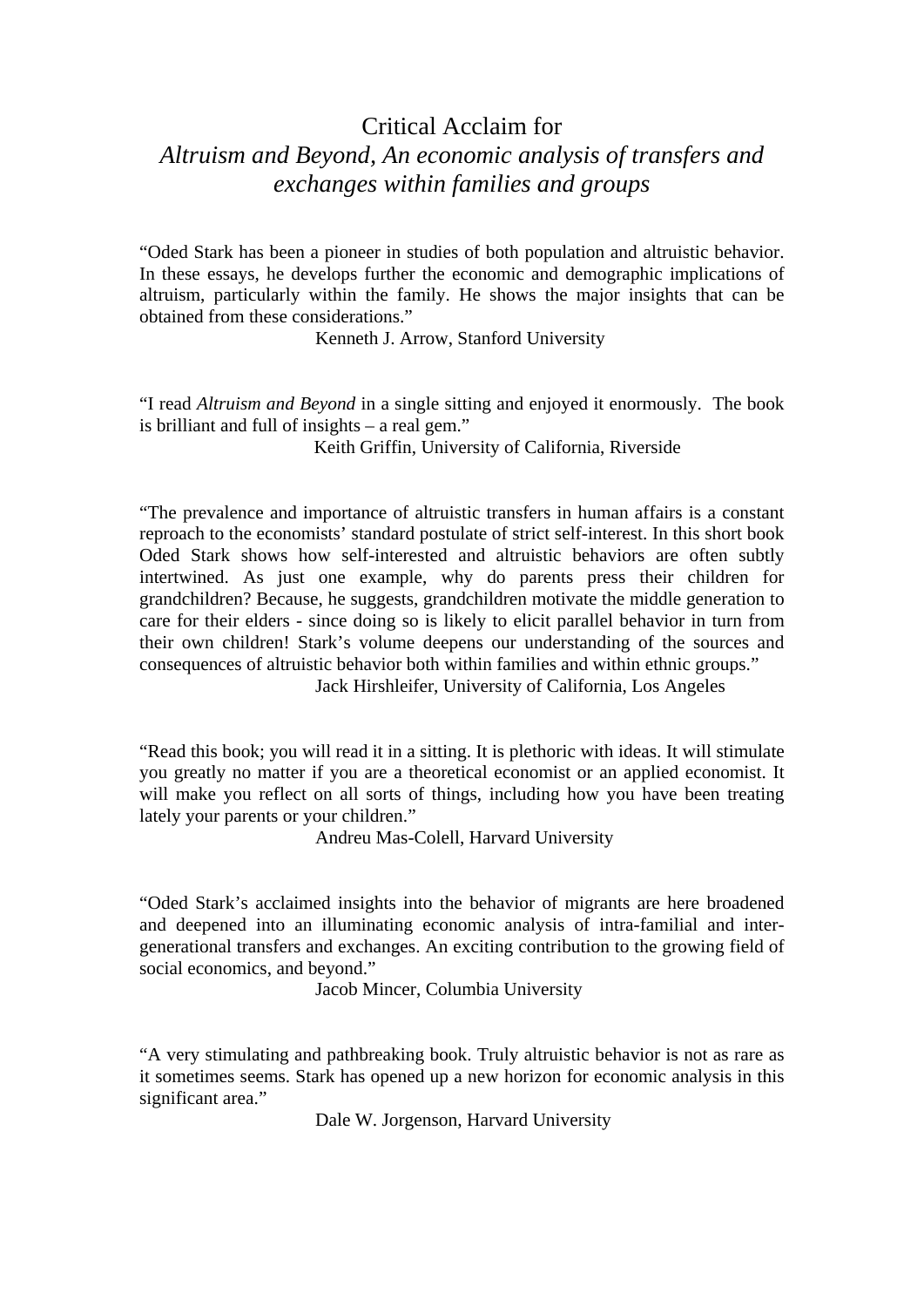# Critical Acclaim for *Altruism and Beyond, An economic analysis of transfers and exchanges within families and groups*

"Oded Stark has been a pioneer in studies of both population and altruistic behavior. In these essays, he develops further the economic and demographic implications of altruism, particularly within the family. He shows the major insights that can be obtained from these considerations."

Kenneth J. Arrow, Stanford University

"I read *Altruism and Beyond* in a single sitting and enjoyed it enormously. The book is brilliant and full of insights – a real gem."

Keith Griffin, University of California, Riverside

"The prevalence and importance of altruistic transfers in human affairs is a constant reproach to the economists' standard postulate of strict self-interest. In this short book Oded Stark shows how self-interested and altruistic behaviors are often subtly intertwined. As just one example, why do parents press their children for grandchildren? Because, he suggests, grandchildren motivate the middle generation to care for their elders - since doing so is likely to elicit parallel behavior in turn from their own children! Stark's volume deepens our understanding of the sources and consequences of altruistic behavior both within families and within ethnic groups."

Jack Hirshleifer, University of California, Los Angeles

"Read this book; you will read it in a sitting. It is plethoric with ideas. It will stimulate you greatly no matter if you are a theoretical economist or an applied economist. It will make you reflect on all sorts of things, including how you have been treating lately your parents or your children."

Andreu Mas-Colell, Harvard University

"Oded Stark's acclaimed insights into the behavior of migrants are here broadened and deepened into an illuminating economic analysis of intra-familial and inter-generational transfers and exchanges. An exciting contribution to the growing field of social economics, and beyond."

Jacob Mincer, Columbia University

"A very stimulating and pathbreaking book. Truly altruistic behavior is not as rare as it sometimes seems. Stark has opened up a new horizon for economic analysis in this significant area."

Dale W. Jorgenson, Harvard University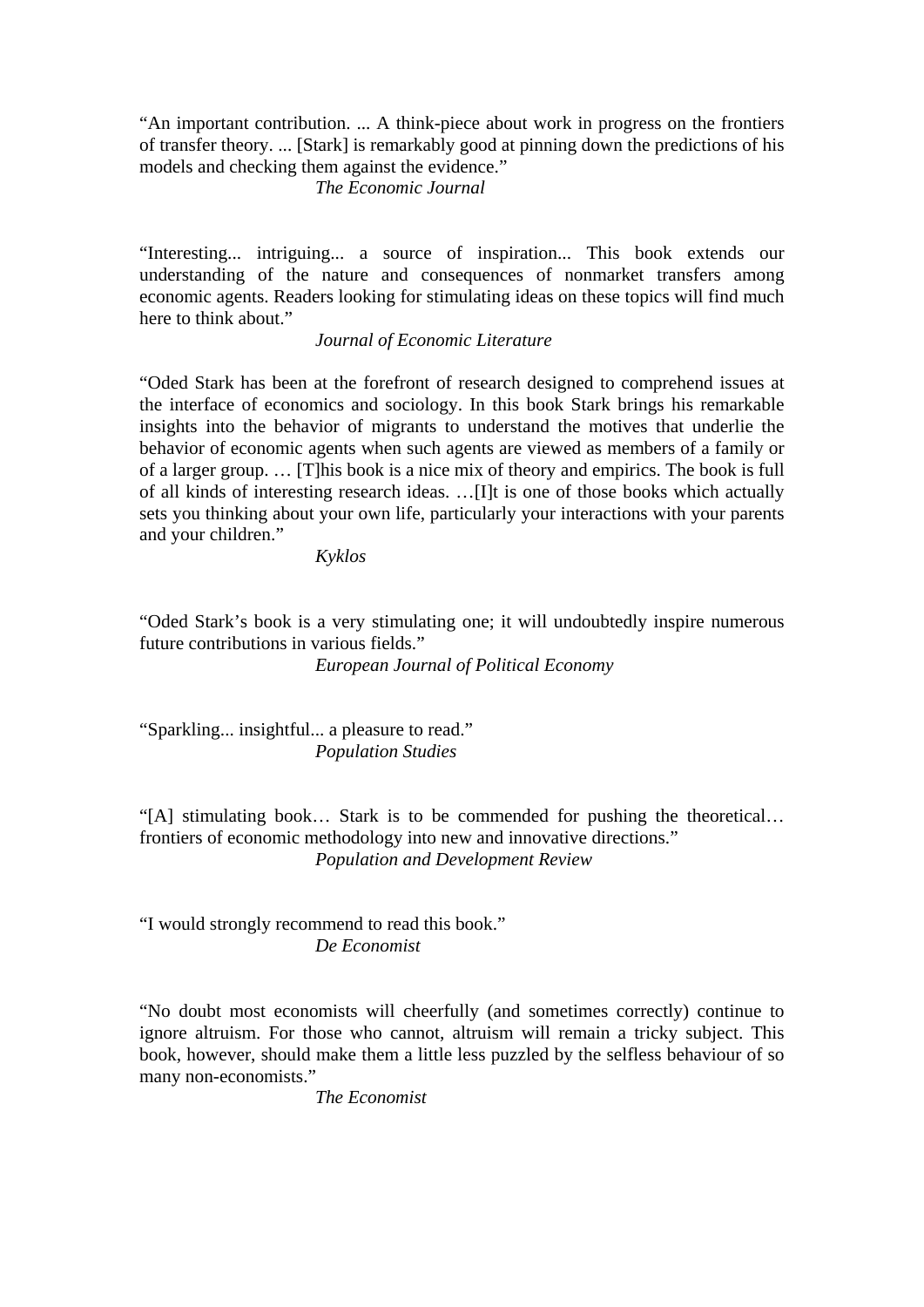"An important contribution. ... A think-piece about work in progress on the frontiers of transfer theory. ... [Stark] is remarkably good at pinning down the predictions of his models and checking them against the evidence."

*The Economic Journal*

"Interesting... intriguing... a source of inspiration... This book extends our understanding of the nature and consequences of nonmarket transfers among economic agents. Readers looking for stimulating ideas on these topics will find much here to think about."

*Journal of Economic Literature*

"Oded Stark has been at the forefront of research designed to comprehend issues at the interface of economics and sociology. In this book Stark brings his remarkable insights into the behavior of migrants to understand the motives that underlie the behavior of economic agents when such agents are viewed as members of a family or of a larger group. … [T]his book is a nice mix of theory and empirics. The book is full of all kinds of interesting research ideas. …[I]t is one of those books which actually sets you thinking about your own life, particularly your interactions with your parents and your children."

*Kyklos*

"Oded Stark's book is a very stimulating one; it will undoubtedly inspire numerous future contributions in various fields."

*European Journal of Political Economy*

"Sparkling... insightful... a pleasure to read."

*Population Studies*

"[A] stimulating book… Stark is to be commended for pushing the theoretical… frontiers of economic methodology into new and innovative directions."

*Population and Development Review*

"I would strongly recommend to read this book."

*De Economist*

"No doubt most economists will cheerfully (and sometimes correctly) continue to ignore altruism. For those who cannot, altruism will remain a tricky subject. This book, however, should make them a little less puzzled by the selfless behaviour of so many non-economists."

*The Economist*